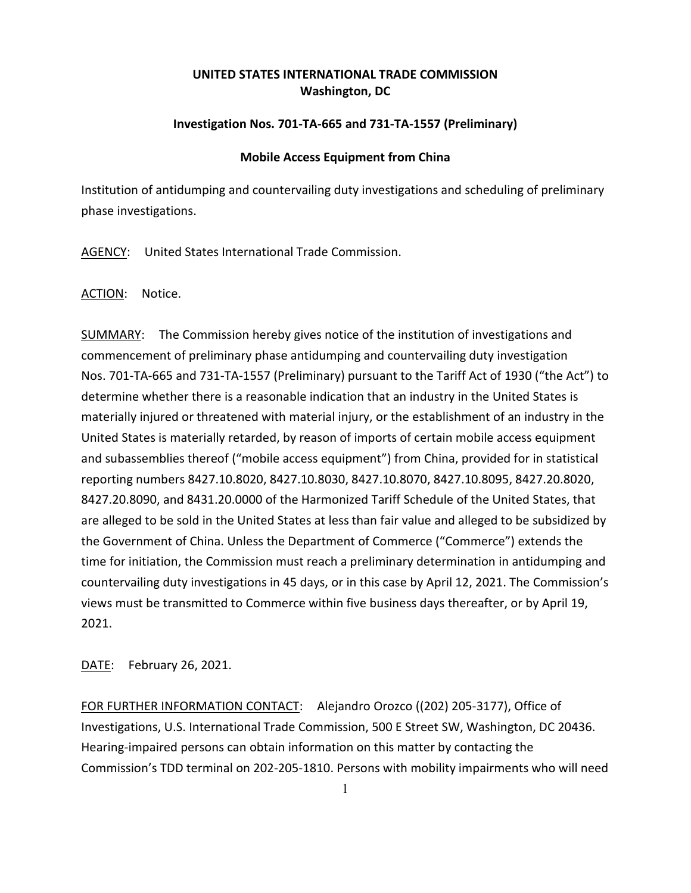**UNITED STATES INTERNATIONAL TRADE COMMISSION**
**Washington, DC**

**Investigation Nos. 701-TA-665 and 731-TA-1557 (Preliminary)**

**Mobile Access Equipment from China**

Institution of antidumping and countervailing duty investigations and scheduling of preliminary phase investigations.

AGENCY: United States International Trade Commission.

ACTION: Notice.

SUMMARY: The Commission hereby gives notice of the institution of investigations and commencement of preliminary phase antidumping and countervailing duty investigation Nos. 701-TA-665 and 731-TA-1557 (Preliminary) pursuant to the Tariff Act of 1930 ("the Act") to determine whether there is a reasonable indication that an industry in the United States is materially injured or threatened with material injury, or the establishment of an industry in the United States is materially retarded, by reason of imports of certain mobile access equipment and subassemblies thereof ("mobile access equipment") from China, provided for in statistical reporting numbers 8427.10.8020, 8427.10.8030, 8427.10.8070, 8427.10.8095, 8427.20.8020, 8427.20.8090, and 8431.20.0000 of the Harmonized Tariff Schedule of the United States, that are alleged to be sold in the United States at less than fair value and alleged to be subsidized by the Government of China. Unless the Department of Commerce ("Commerce") extends the time for initiation, the Commission must reach a preliminary determination in antidumping and countervailing duty investigations in 45 days, or in this case by April 12, 2021. The Commission's views must be transmitted to Commerce within five business days thereafter, or by April 19, 2021.

DATE: February 26, 2021.

FOR FURTHER INFORMATION CONTACT: Alejandro Orozco ((202) 205-3177), Office of Investigations, U.S. International Trade Commission, 500 E Street SW, Washington, DC 20436. Hearing-impaired persons can obtain information on this matter by contacting the Commission's TDD terminal on 202-205-1810. Persons with mobility impairments who will need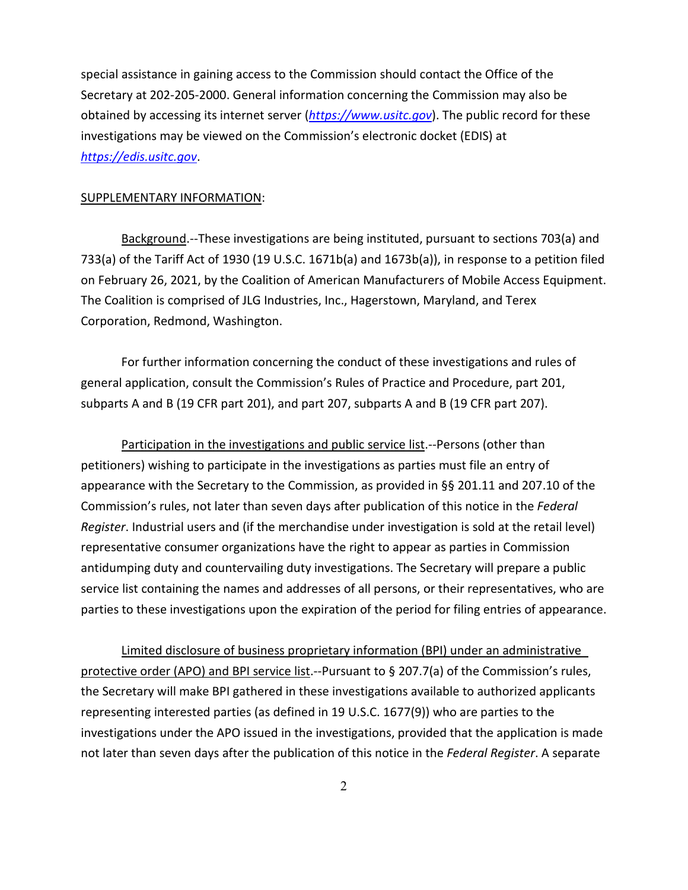special assistance in gaining access to the Commission should contact the Office of the Secretary at 202-205-2000. General information concerning the Commission may also be obtained by accessing its internet server (*https://www.usitc.gov*). The public record for these investigations may be viewed on the Commission's electronic docket (EDIS) at *https://edis.usitc.gov*.

SUPPLEMENTARY INFORMATION:

Background.--These investigations are being instituted, pursuant to sections 703(a) and 733(a) of the Tariff Act of 1930 (19 U.S.C. 1671b(a) and 1673b(a)), in response to a petition filed on February 26, 2021, by the Coalition of American Manufacturers of Mobile Access Equipment. The Coalition is comprised of JLG Industries, Inc., Hagerstown, Maryland, and Terex Corporation, Redmond, Washington.

For further information concerning the conduct of these investigations and rules of general application, consult the Commission's Rules of Practice and Procedure, part 201, subparts A and B (19 CFR part 201), and part 207, subparts A and B (19 CFR part 207).

Participation in the investigations and public service list.--Persons (other than petitioners) wishing to participate in the investigations as parties must file an entry of appearance with the Secretary to the Commission, as provided in §§ 201.11 and 207.10 of the Commission's rules, not later than seven days after publication of this notice in the *Federal Register*. Industrial users and (if the merchandise under investigation is sold at the retail level) representative consumer organizations have the right to appear as parties in Commission antidumping duty and countervailing duty investigations. The Secretary will prepare a public service list containing the names and addresses of all persons, or their representatives, who are parties to these investigations upon the expiration of the period for filing entries of appearance.

Limited disclosure of business proprietary information (BPI) under an administrative protective order (APO) and BPI service list.--Pursuant to § 207.7(a) of the Commission's rules, the Secretary will make BPI gathered in these investigations available to authorized applicants representing interested parties (as defined in 19 U.S.C. 1677(9)) who are parties to the investigations under the APO issued in the investigations, provided that the application is made not later than seven days after the publication of this notice in the *Federal Register*. A separate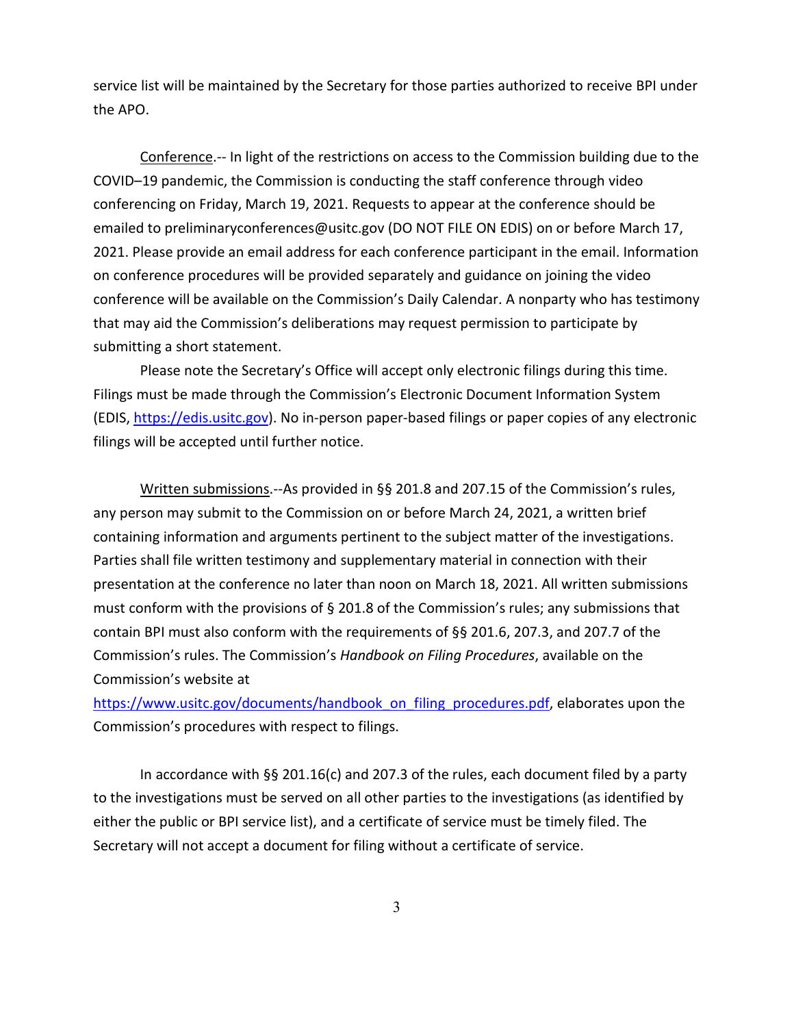service list will be maintained by the Secretary for those parties authorized to receive BPI under the APO.

Conference.-- In light of the restrictions on access to the Commission building due to the COVID–19 pandemic, the Commission is conducting the staff conference through video conferencing on Friday, March 19, 2021. Requests to appear at the conference should be emailed to preliminaryconferences@usitc.gov (DO NOT FILE ON EDIS) on or before March 17, 2021. Please provide an email address for each conference participant in the email. Information on conference procedures will be provided separately and guidance on joining the video conference will be available on the Commission's Daily Calendar. A nonparty who has testimony that may aid the Commission's deliberations may request permission to participate by submitting a short statement.

Please note the Secretary's Office will accept only electronic filings during this time. Filings must be made through the Commission's Electronic Document Information System (EDIS, https://edis.usitc.gov). No in-person paper-based filings or paper copies of any electronic filings will be accepted until further notice.

Written submissions.--As provided in §§ 201.8 and 207.15 of the Commission's rules, any person may submit to the Commission on or before March 24, 2021, a written brief containing information and arguments pertinent to the subject matter of the investigations. Parties shall file written testimony and supplementary material in connection with their presentation at the conference no later than noon on March 18, 2021. All written submissions must conform with the provisions of § 201.8 of the Commission's rules; any submissions that contain BPI must also conform with the requirements of §§ 201.6, 207.3, and 207.7 of the Commission's rules. The Commission's *Handbook on Filing Procedures*, available on the Commission's website at https://www.usitc.gov/documents/handbook_on_filing_procedures.pdf, elaborates upon the Commission's procedures with respect to filings.

In accordance with §§ 201.16(c) and 207.3 of the rules, each document filed by a party to the investigations must be served on all other parties to the investigations (as identified by either the public or BPI service list), and a certificate of service must be timely filed. The Secretary will not accept a document for filing without a certificate of service.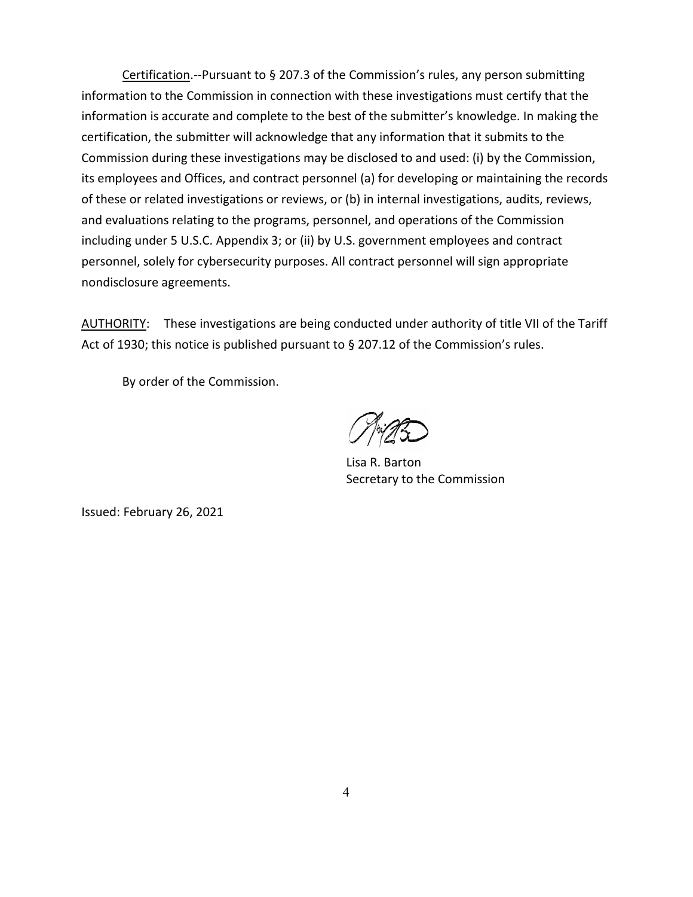Certification.--Pursuant to § 207.3 of the Commission's rules, any person submitting information to the Commission in connection with these investigations must certify that the information is accurate and complete to the best of the submitter's knowledge. In making the certification, the submitter will acknowledge that any information that it submits to the Commission during these investigations may be disclosed to and used: (i) by the Commission, its employees and Offices, and contract personnel (a) for developing or maintaining the records of these or related investigations or reviews, or (b) in internal investigations, audits, reviews, and evaluations relating to the programs, personnel, and operations of the Commission including under 5 U.S.C. Appendix 3; or (ii) by U.S. government employees and contract personnel, solely for cybersecurity purposes. All contract personnel will sign appropriate nondisclosure agreements.

AUTHORITY: These investigations are being conducted under authority of title VII of the Tariff Act of 1930; this notice is published pursuant to § 207.12 of the Commission's rules.

By order of the Commission.

Lisa R. Barton
Secretary to the Commission

Issued: February 26, 2021